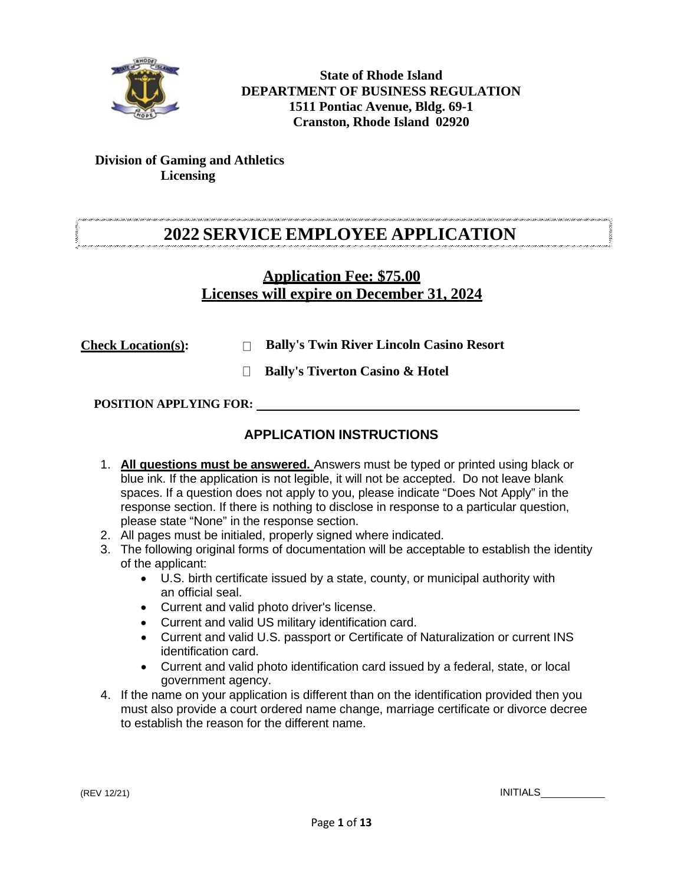**State of Rhode Island**
**DEPARTMENT OF BUSINESS REGULATION**
**1511 Pontiac Avenue, Bldg. 69-1**
**Cranston, Rhode Island 02920**

**Division of Gaming and Athletics**
**Licensing**

# 2022 SERVICE EMPLOYEE APPLICATION

## Application Fee: $75.00
## Licenses will expire on December 31, 2024

**Check Location(s):** ☐ **Bally's Twin River Lincoln Casino Resort**

☐ **Bally's Tiverton Casino & Hotel**

**POSITION APPLYING FOR:** ____________________________________________

### APPLICATION INSTRUCTIONS

1. **All questions must be answered.** Answers must be typed or printed using black or blue ink. If the application is not legible, it will not be accepted. Do not leave blank spaces. If a question does not apply to you, please indicate "Does Not Apply" in the response section. If there is nothing to disclose in response to a particular question, please state "None" in the response section.
2. All pages must be initialed, properly signed where indicated.
3. The following original forms of documentation will be acceptable to establish the identity of the applicant:
   - U.S. birth certificate issued by a state, county, or municipal authority with an official seal.
   - Current and valid photo driver's license.
   - Current and valid US military identification card.
   - Current and valid U.S. passport or Certificate of Naturalization or current INS identification card.
   - Current and valid photo identification card issued by a federal, state, or local government agency.
4. If the name on your application is different than on the identification provided then you must also provide a court ordered name change, marriage certificate or divorce decree to establish the reason for the different name.

(REV 12/21) INITIALS__________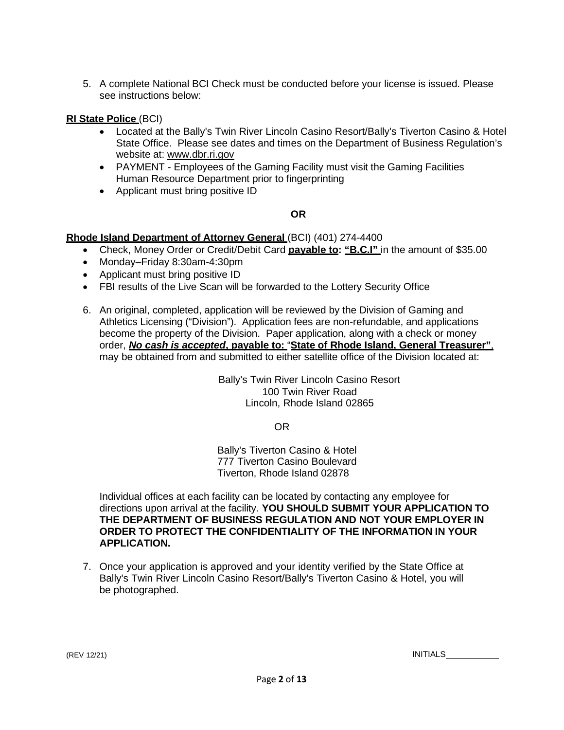5. A complete National BCI Check must be conducted before your license is issued. Please see instructions below:

**RI State Police** (BCI)

- Located at the Bally's Twin River Lincoln Casino Resort/Bally's Tiverton Casino & Hotel State Office. Please see dates and times on the Department of Business Regulation's website at: www.dbr.ri.gov
- PAYMENT - Employees of the Gaming Facility must visit the Gaming Facilities Human Resource Department prior to fingerprinting
- Applicant must bring positive ID

**OR**

**Rhode Island Department of Attorney General** (BCI) (401) 274-4400

- Check, Money Order or Credit/Debit Card **payable to: "B.C.I"** in the amount of $35.00
- Monday–Friday 8:30am-4:30pm
- Applicant must bring positive ID
- FBI results of the Live Scan will be forwarded to the Lottery Security Office

6. An original, completed, application will be reviewed by the Division of Gaming and Athletics Licensing ("Division"). Application fees are non-refundable, and applications become the property of the Division. Paper application, along with a check or money order, ***No cash is accepted*, payable to:** "**State of Rhode Island, General Treasurer"**, may be obtained from and submitted to either satellite office of the Division located at:

   Bally's Twin River Lincoln Casino Resort
   100 Twin River Road
   Lincoln, Rhode Island 02865

   OR

   Bally's Tiverton Casino & Hotel
   777 Tiverton Casino Boulevard
   Tiverton, Rhode Island 02878

   Individual offices at each facility can be located by contacting any employee for directions upon arrival at the facility. **YOU SHOULD SUBMIT YOUR APPLICATION TO THE DEPARTMENT OF BUSINESS REGULATION AND NOT YOUR EMPLOYER IN ORDER TO PROTECT THE CONFIDENTIALITY OF THE INFORMATION IN YOUR APPLICATION.**

7. Once your application is approved and your identity verified by the State Office at Bally's Twin River Lincoln Casino Resort/Bally's Tiverton Casino & Hotel, you will be photographed.

(REV 12/21) INITIALS___________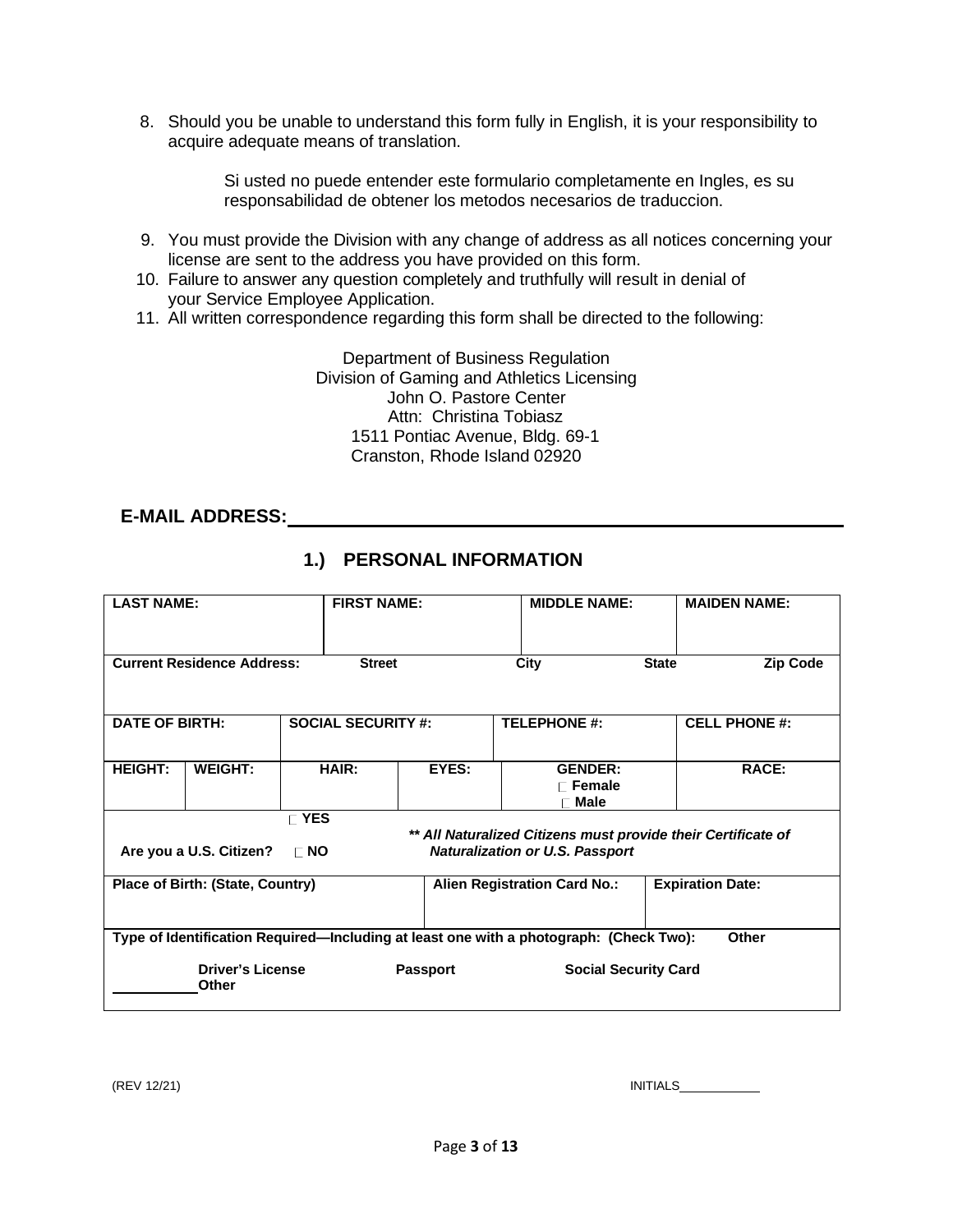8. Should you be unable to understand this form fully in English, it is your responsibility to acquire adequate means of translation.

   Si usted no puede entender este formulario completamente en Ingles, es su responsabilidad de obtener los metodos necesarios de traduccion.

9. You must provide the Division with any change of address as all notices concerning your license are sent to the address you have provided on this form.
10. Failure to answer any question completely and truthfully will result in denial of your Service Employee Application.
11. All written correspondence regarding this form shall be directed to the following:

Department of Business Regulation
Division of Gaming and Athletics Licensing
John O. Pastore Center
Attn: Christina Tobiasz
1511 Pontiac Avenue, Bldg. 69-1
Cranston, Rhode Island 02920

**E-MAIL ADDRESS:**\_\_\_\_\_\_\_\_\_\_\_\_\_\_\_\_\_\_\_\_\_\_\_\_\_\_\_\_\_\_\_\_\_\_\_\_\_\_\_\_

## 1.) PERSONAL INFORMATION

| **LAST NAME:** | **FIRST NAME:** | **MIDDLE NAME:** | **MAIDEN NAME:** |
|---|---|---|---|
| **Current Residence Address:** **Street** | **City** | **State** | **Zip Code** |
| **DATE OF BIRTH:** | **SOCIAL SECURITY #:** | **TELEPHONE #:** | **CELL PHONE #:** |

| **HEIGHT:** | **WEIGHT:** | **HAIR:** | **EYES:** | **GENDER:** ☐ **Female** ☐ **Male** | **RACE:** |
|---|---|---|---|---|---|

| **Are you a U.S. Citizen?** ☐ **YES** ☐ **NO** | ***\*\* All Naturalized Citizens must provide their Certificate of Naturalization or U.S. Passport*** |
|---|---|

| **Place of Birth: (State, Country)** | **Alien Registration Card No.:** | **Expiration Date:** |
|---|---|---|

**Type of Identification Required—Including at least one with a photograph: (Check Two):**

\_\_\_\_\_\_\_\_ **Driver's License** **Passport** **Social Security Card** **Other** \_\_\_\_\_\_\_\_ **Other**

(REV 12/21) INITIALS\_\_\_\_\_\_\_\_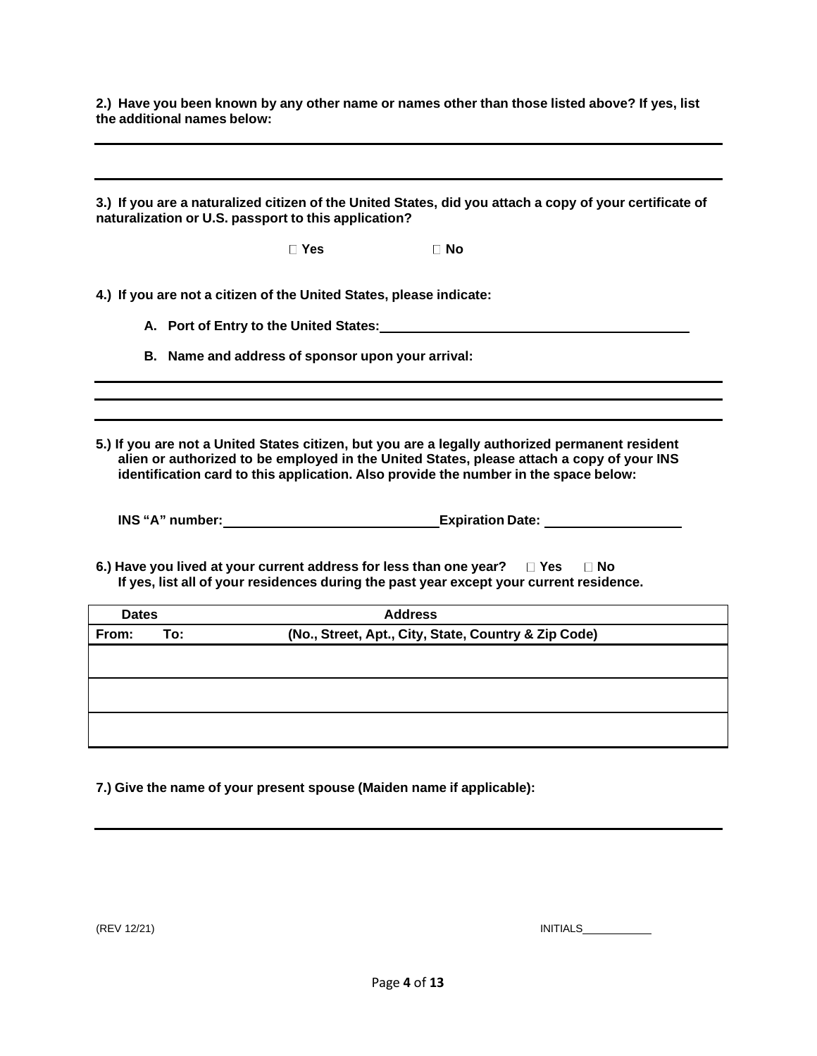**2.) Have you been known by any other name or names other than those listed above? If yes, list the additional names below:**

___

___

**3.) If you are a naturalized citizen of the United States, did you attach a copy of your certificate of naturalization or U.S. passport to this application?**

☐ **Yes** ☐ **No**

**4.) If you are not a citizen of the United States, please indicate:**

**A. Port of Entry to the United States:** ____________________

**B. Name and address of sponsor upon your arrival:**

___

___

___

**5.) If you are not a United States citizen, but you are a legally authorized permanent resident alien or authorized to be employed in the United States, please attach a copy of your INS identification card to this application. Also provide the number in the space below:**

**INS "A" number:** ____________________ **Expiration Date:** ____________________

**6.) Have you lived at your current address for less than one year?** ☐ **Yes** ☐ **No**
**If yes, list all of your residences during the past year except your current residence.**

| Dates | | Address |
|---|---|---|
| **From:** | **To:** | **(No., Street, Apt., City, State, Country & Zip Code)** |
| | | |
| | | |
| | | |

**7.) Give the name of your present spouse (Maiden name if applicable):**

___

(REV 12/21) INITIALS__________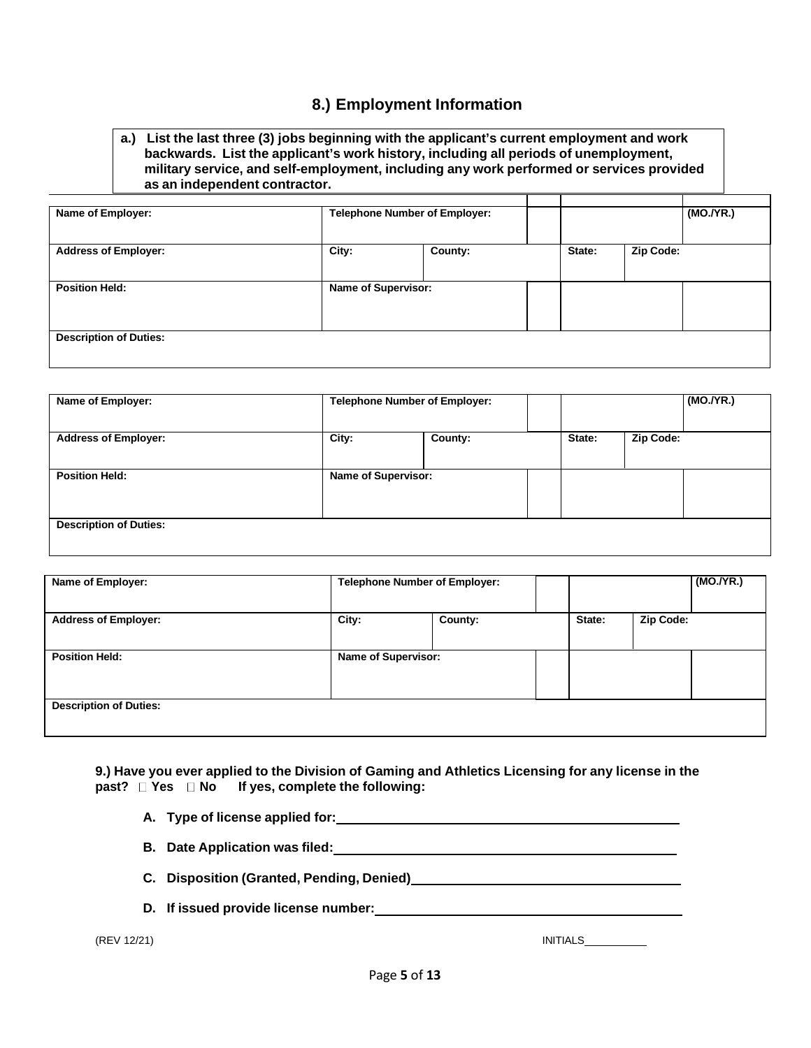## 8.) Employment Information

**a.) List the last three (3) jobs beginning with the applicant's current employment and work backwards. List the applicant's work history, including all periods of unemployment, military service, and self-employment, including any work performed or services provided as an independent contractor.**

| Name of Employer: | Telephone Number of Employer: | | | | | (MO./YR.) |
|---|---|---|---|---|---|---|
| **Address of Employer:** | **City:** | **County:** | | **State:** | **Zip Code:** | |
| **Position Held:** | **Name of Supervisor:** | | | | | |
| **Description of Duties:** | | | | | | |

| Name of Employer: | Telephone Number of Employer: | | | | | (MO./YR.) |
|---|---|---|---|---|---|---|
| **Address of Employer:** | **City:** | **County:** | | **State:** | **Zip Code:** | |
| **Position Held:** | **Name of Supervisor:** | | | | | |
| **Description of Duties:** | | | | | | |

| Name of Employer: | Telephone Number of Employer: | | | | | (MO./YR.) |
|---|---|---|---|---|---|---|
| **Address of Employer:** | **City:** | **County:** | | **State:** | **Zip Code:** | |
| **Position Held:** | **Name of Supervisor:** | | | | | |
| **Description of Duties:** | | | | | | |

**9.) Have you ever applied to the Division of Gaming and Athletics Licensing for any license in the past? □ Yes □ No If yes, complete the following:**

**A. Type of license applied for:** ______________________________

**B. Date Application was filed:** ______________________________

**C. Disposition (Granted, Pending, Denied)** ______________________________

**D. If issued provide license number:** ______________________________

(REV 12/21) INITIALS__________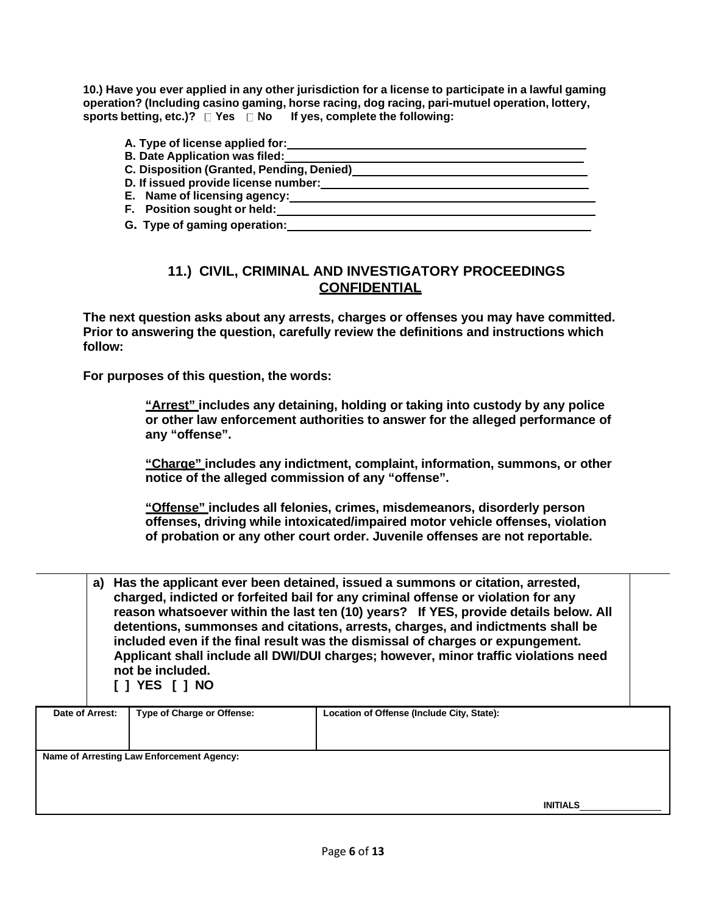**10.) Have you ever applied in any other jurisdiction for a license to participate in a lawful gaming operation? (Including casino gaming, horse racing, dog racing, pari-mutuel operation, lottery, sports betting, etc.)? ☐ Yes ☐ No  If yes, complete the following:**

- **A. Type of license applied for:** ________________________________
- **B. Date Application was filed:** ________________________________
- **C. Disposition (Granted, Pending, Denied)** ________________________________
- **D. If issued provide license number:** ________________________________
- **E. Name of licensing agency:** ________________________________
- **F. Position sought or held:** ________________________________
- **G. Type of gaming operation:** ________________________________

## 11.) CIVIL, CRIMINAL AND INVESTIGATORY PROCEEDINGS <u>CONFIDENTIAL</u>

**The next question asks about any arrests, charges or offenses you may have committed. Prior to answering the question, carefully review the definitions and instructions which follow:**

**For purposes of this question, the words:**

> **<u>"Arrest"</u> includes any detaining, holding or taking into custody by any police or other law enforcement authorities to answer for the alleged performance of any "offense".**
>
> **<u>"Charge"</u> includes any indictment, complaint, information, summons, or other notice of the alleged commission of any "offense".**
>
> **<u>"Offense"</u> includes all felonies, crimes, misdemeanors, disorderly person offenses, driving while intoxicated/impaired motor vehicle offenses, violation of probation or any other court order. Juvenile offenses are not reportable.**

**a) Has the applicant ever been detained, issued a summons or citation, arrested, charged, indicted or forfeited bail for any criminal offense or violation for any reason whatsoever within the last ten (10) years? If YES, provide details below. All detentions, summonses and citations, arrests, charges, and indictments shall be included even if the final result was the dismissal of charges or expungement. Applicant shall include all DWI/DUI charges; however, minor traffic violations need not be included.**
**[ ] YES [ ] NO**

| Date of Arrest: | Type of Charge or Offense: | Location of Offense (Include City, State): |
|---|---|---|
| | | |
| **Name of Arresting Law Enforcement Agency:** | | |
| | | **INITIALS** ________ |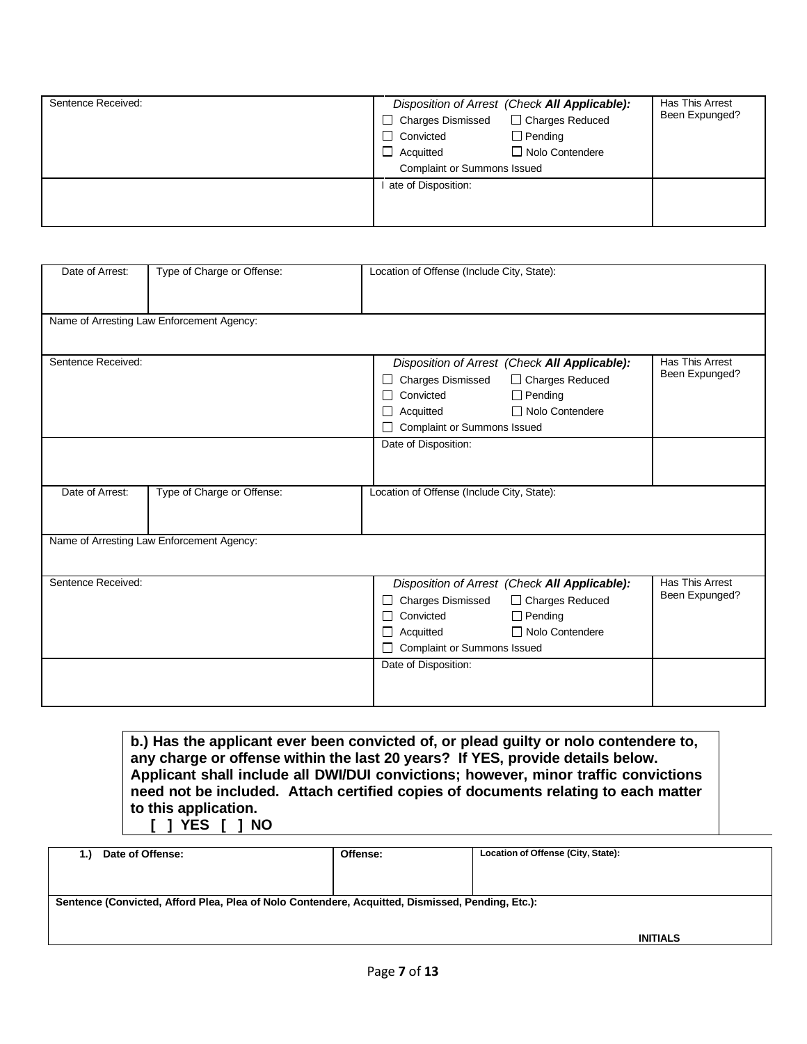| Sentence Received: | *Disposition of Arrest (Check **All Applicable**):* ☐ Charges Dismissed ☐ Charges Reduced ☐ Convicted ☐ Pending ☐ Acquitted ☐ Nolo Contendere Complaint or Summons Issued | Has This Arrest Been Expunged? |
|---|---|---|
| | I ate of Disposition: | |

| Date of Arrest: | Type of Charge or Offense: | Location of Offense (Include City, State): | |
|---|---|---|---|
| Name of Arresting Law Enforcement Agency: | | | |
| Sentence Received: | | *Disposition of Arrest (Check **All Applicable**):* ☐ Charges Dismissed ☐ Charges Reduced ☐ Convicted ☐ Pending ☐ Acquitted ☐ Nolo Contendere ☐ Complaint or Summons Issued | Has This Arrest Been Expunged? |
| | | Date of Disposition: | |
| Date of Arrest: | Type of Charge or Offense: | Location of Offense (Include City, State): | |
| Name of Arresting Law Enforcement Agency: | | | |
| Sentence Received: | | *Disposition of Arrest (Check **All Applicable**):* ☐ Charges Dismissed ☐ Charges Reduced ☐ Convicted ☐ Pending ☐ Acquitted ☐ Nolo Contendere ☐ Complaint or Summons Issued | Has This Arrest Been Expunged? |
| | | Date of Disposition: | |

**b.) Has the applicant ever been convicted of, or plead guilty or nolo contendere to, any charge or offense within the last 20 years? If YES, provide details below. Applicant shall include all DWI/DUI convictions; however, minor traffic convictions need not be included. Attach certified copies of documents relating to each matter to this application.**

**[ ] YES [ ] NO**

| **1.) Date of Offense:** | **Offense:** | **Location of Offense (City, State):** |
|---|---|---|
| **Sentence (Convicted, Afford Plea, Plea of Nolo Contendere, Acquitted, Dismissed, Pending, Etc.):** | | |
| | | **INITIALS** |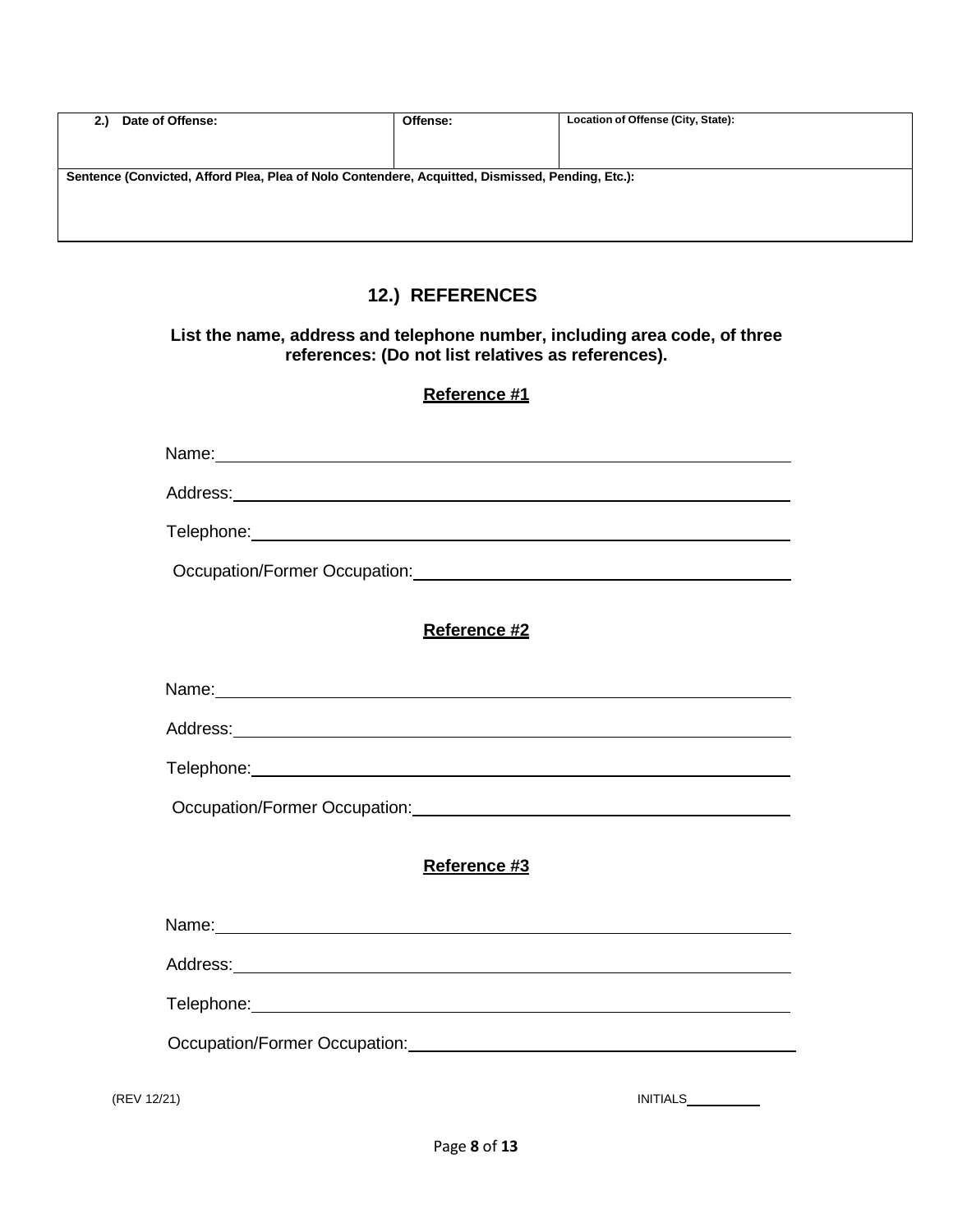| 2.) Date of Offense: | Offense: | Location of Offense (City, State): |
|---|---|---|
| | | |
| Sentence (Convicted, Afford Plea, Plea of Nolo Contendere, Acquitted, Dismissed, Pending, Etc.): | | |
| | | |

## 12.) REFERENCES

**List the name, address and telephone number, including area code, of three references: (Do not list relatives as references).**

### Reference #1

Name: ____________________

Address: ____________________

Telephone: ____________________

Occupation/Former Occupation: ____________________

### Reference #2

Name: ____________________

Address: ____________________

Telephone: ____________________

Occupation/Former Occupation: ____________________

### Reference #3

Name: ____________________

Address: ____________________

Telephone: ____________________

Occupation/Former Occupation: ____________________

(REV 12/21) INITIALS__________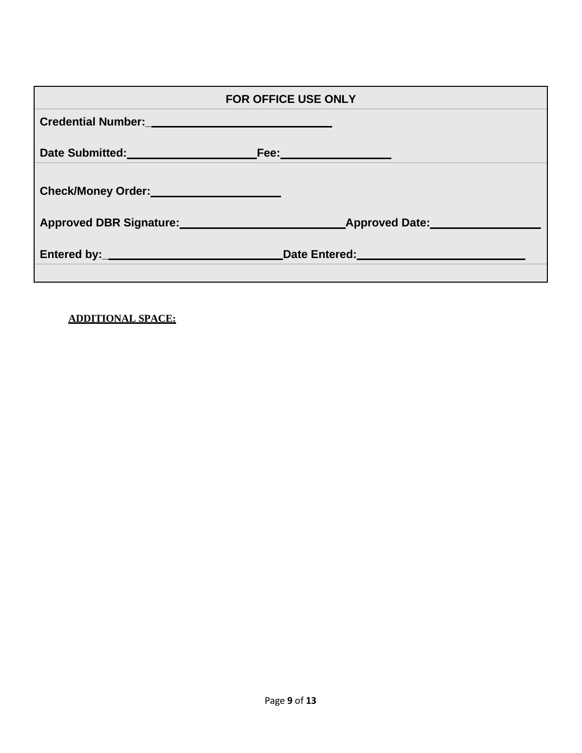| FOR OFFICE USE ONLY | |
| --- | --- |
| **Credential Number:** ____________________________ | |
| **Date Submitted:** ____________________ | **Fee:** ________________ |
| **Check/Money Order:** ____________________ | |
| **Approved DBR Signature:** _________________________ | **Approved Date:** ________________ |
| **Entered by:** ___________________________ | **Date Entered:** _________________________ |

**ADDITIONAL SPACE:**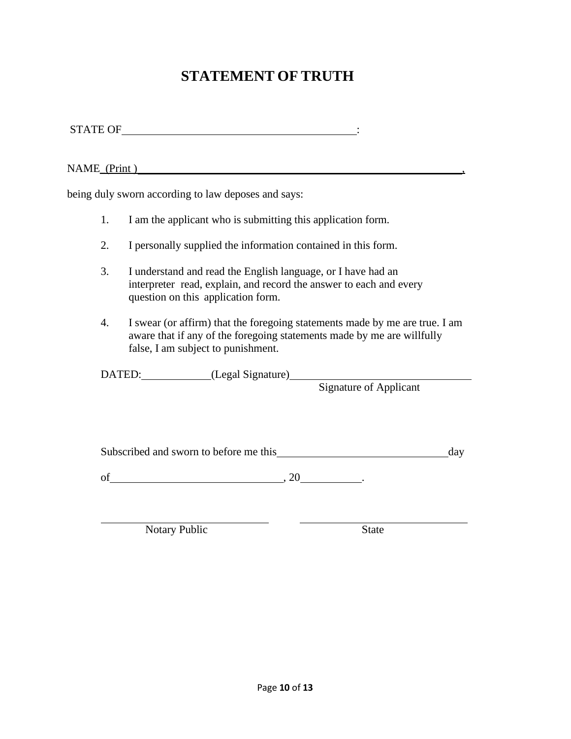# STATEMENT OF TRUTH

STATE OF ________________________________________:

NAME (Print) ____________________________________________________________,

being duly sworn according to law deposes and says:

1. I am the applicant who is submitting this application form.

2. I personally supplied the information contained in this form.

3. I understand and read the English language, or I have had an interpreter read, explain, and record the answer to each and every question on this application form.

4. I swear (or affirm) that the foregoing statements made by me are true. I am aware that if any of the foregoing statements made by me are willfully false, I am subject to punishment.

DATED: ____________ (Legal Signature) ________________________________

Signature of Applicant

Subscribed and sworn to before me this ______________________________ day

of ______________________________, 20__________.

______________________________ ______________________________

Notary Public State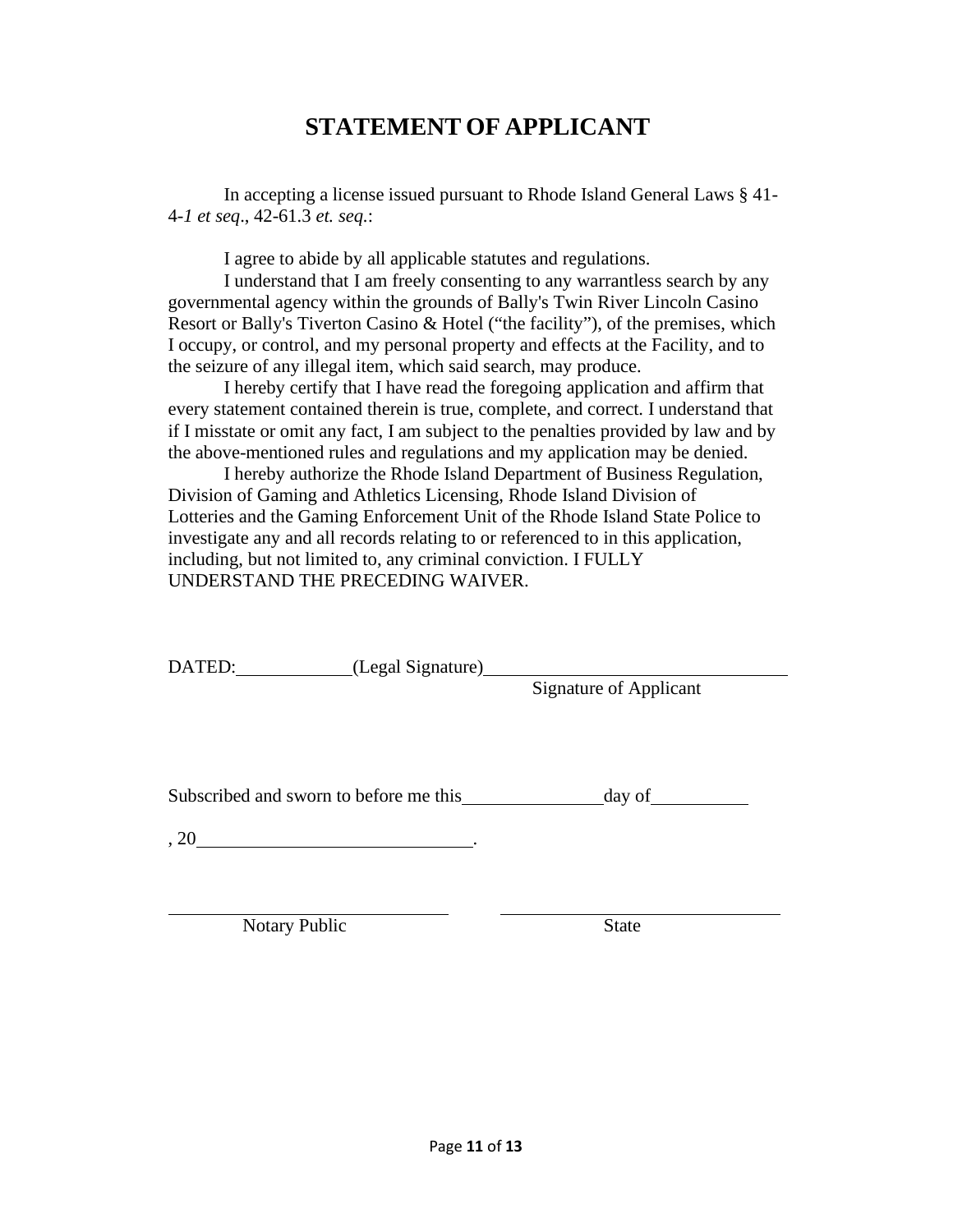# STATEMENT OF APPLICANT

In accepting a license issued pursuant to Rhode Island General Laws § 41-4-*1 et seq*., 42-61.3 *et. seq.*:

I agree to abide by all applicable statutes and regulations.

I understand that I am freely consenting to any warrantless search by any governmental agency within the grounds of Bally's Twin River Lincoln Casino Resort or Bally's Tiverton Casino & Hotel ("the facility"), of the premises, which I occupy, or control, and my personal property and effects at the Facility, and to the seizure of any illegal item, which said search, may produce.

I hereby certify that I have read the foregoing application and affirm that every statement contained therein is true, complete, and correct. I understand that if I misstate or omit any fact, I am subject to the penalties provided by law and by the above-mentioned rules and regulations and my application may be denied.

I hereby authorize the Rhode Island Department of Business Regulation, Division of Gaming and Athletics Licensing, Rhode Island Division of Lotteries and the Gaming Enforcement Unit of the Rhode Island State Police to investigate any and all records relating to or referenced to in this application, including, but not limited to, any criminal conviction. I FULLY UNDERSTAND THE PRECEDING WAIVER.

DATED:\_\_\_\_\_\_\_\_\_\_\_\_(Legal Signature)\_\_\_\_\_\_\_\_\_\_\_\_\_\_\_\_\_\_\_\_\_\_\_\_\_\_\_\_\_\_\_\_

Signature of Applicant

Subscribed and sworn to before me this\_\_\_\_\_\_\_\_\_\_\_\_\_\_\_day of\_\_\_\_\_\_\_\_\_\_

, 20\_\_\_\_\_\_\_\_\_\_\_\_\_\_\_\_\_\_\_\_\_\_\_\_\_\_\_\_\_\_.

\_\_\_\_\_\_\_\_\_\_\_\_\_\_\_\_\_\_\_\_\_\_\_\_\_\_\_\_\_\_ \_\_\_\_\_\_\_\_\_\_\_\_\_\_\_\_\_\_\_\_\_\_\_\_\_\_\_\_\_\_

Notary Public State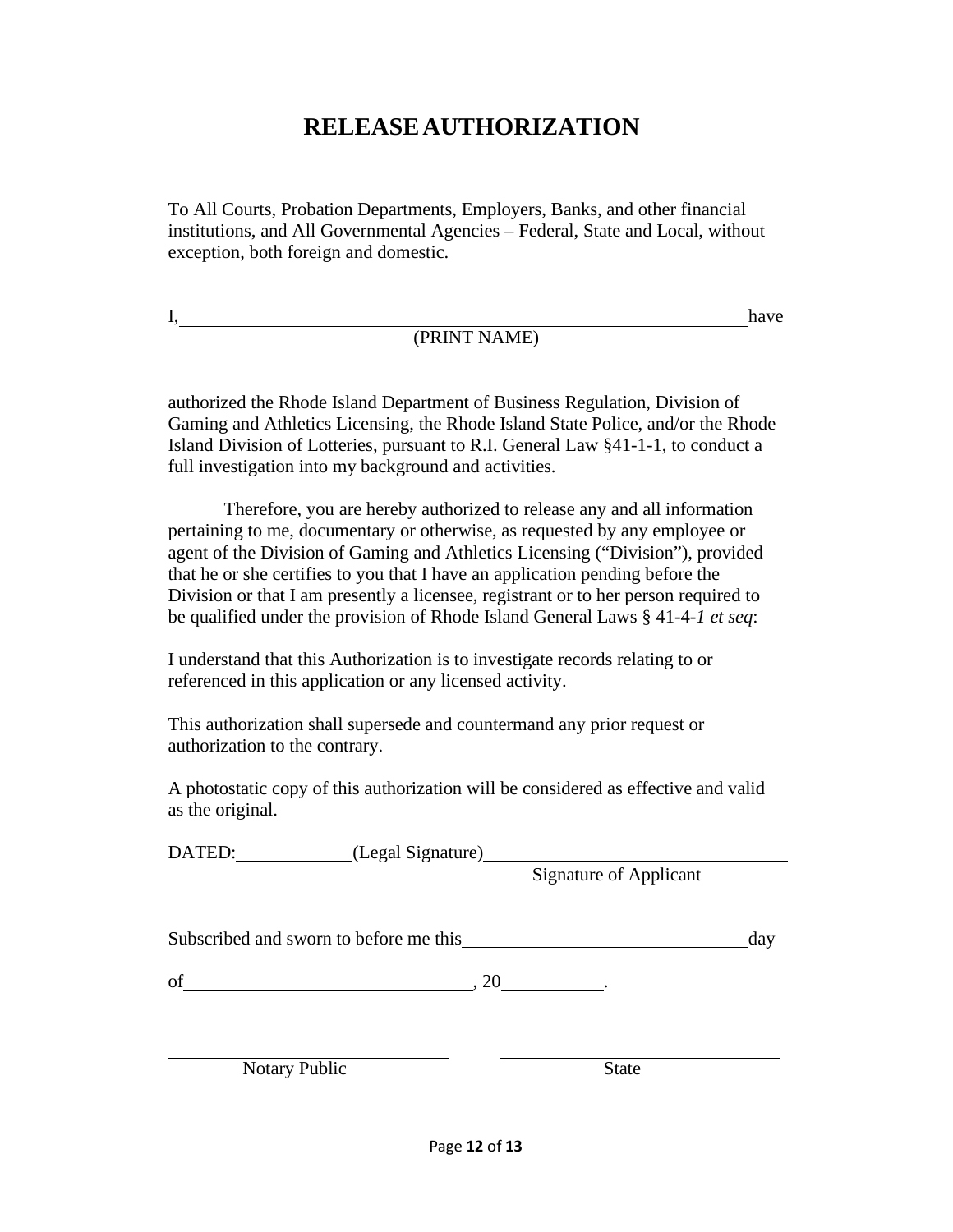# RELEASE AUTHORIZATION

To All Courts, Probation Departments, Employers, Banks, and other financial institutions, and All Governmental Agencies – Federal, State and Local, without exception, both foreign and domestic.

I, \_\_\_\_\_\_\_\_\_\_\_\_\_\_\_\_\_\_\_\_\_\_\_\_\_\_\_\_\_\_\_\_\_\_\_\_\_\_\_\_\_\_\_\_\_\_\_\_\_\_\_\_\_\_ have
(PRINT NAME)

authorized the Rhode Island Department of Business Regulation, Division of Gaming and Athletics Licensing, the Rhode Island State Police, and/or the Rhode Island Division of Lotteries, pursuant to R.I. General Law §41-1-1, to conduct a full investigation into my background and activities.

Therefore, you are hereby authorized to release any and all information pertaining to me, documentary or otherwise, as requested by any employee or agent of the Division of Gaming and Athletics Licensing ("Division"), provided that he or she certifies to you that I have an application pending before the Division or that I am presently a licensee, registrant or to her person required to be qualified under the provision of Rhode Island General Laws § 41-4-*1 et seq*:

I understand that this Authorization is to investigate records relating to or referenced in this application or any licensed activity.

This authorization shall supersede and countermand any prior request or authorization to the contrary.

A photostatic copy of this authorization will be considered as effective and valid as the original.

DATED:\_\_\_\_\_\_\_\_\_\_\_\_ (Legal Signature)\_\_\_\_\_\_\_\_\_\_\_\_\_\_\_\_\_\_\_\_\_\_\_\_\_\_\_\_\_\_\_\_
Signature of Applicant

Subscribed and sworn to before me this \_\_\_\_\_\_\_\_\_\_\_\_\_\_\_\_\_\_\_\_\_\_\_\_\_\_\_\_ day

of \_\_\_\_\_\_\_\_\_\_\_\_\_\_\_\_\_\_\_\_\_\_\_\_\_\_\_\_\_\_, 20\_\_\_\_\_\_\_\_\_\_.

\_\_\_\_\_\_\_\_\_\_\_\_\_\_\_\_\_\_\_\_\_\_\_\_\_\_\_\_\_\_ \_\_\_\_\_\_\_\_\_\_\_\_\_\_\_\_\_\_\_\_\_\_\_\_\_\_\_\_\_\_
Notary Public State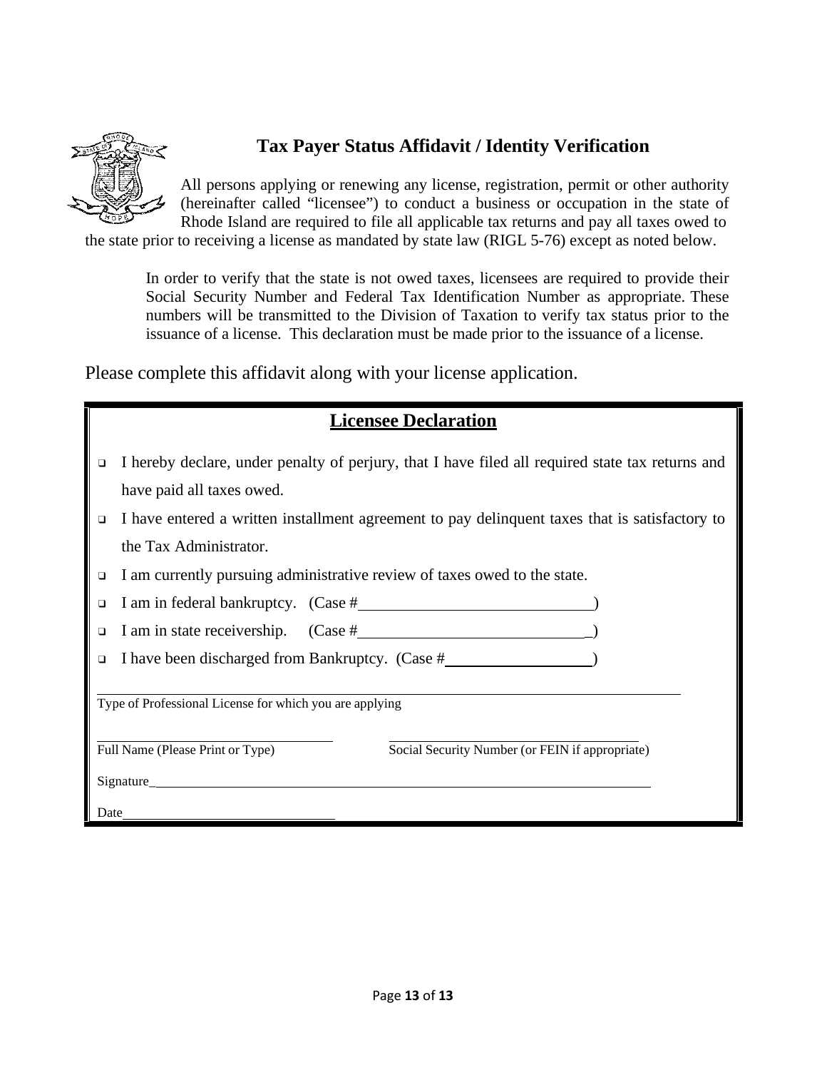# Tax Payer Status Affidavit / Identity Verification

All persons applying or renewing any license, registration, permit or other authority (hereinafter called "licensee") to conduct a business or occupation in the state of Rhode Island are required to file all applicable tax returns and pay all taxes owed to the state prior to receiving a license as mandated by state law (RIGL 5-76) except as noted below.

> In order to verify that the state is not owed taxes, licensees are required to provide their Social Security Number and Federal Tax Identification Number as appropriate. These numbers will be transmitted to the Division of Taxation to verify tax status prior to the issuance of a license. This declaration must be made prior to the issuance of a license.

Please complete this affidavit along with your license application.

## Licensee Declaration

- ☐ I hereby declare, under penalty of perjury, that I have filed all required state tax returns and have paid all taxes owed.
- ☐ I have entered a written installment agreement to pay delinquent taxes that is satisfactory to the Tax Administrator.
- ☐ I am currently pursuing administrative review of taxes owed to the state.
- ☐ I am in federal bankruptcy. (Case #______________________________)
- ☐ I am in state receivership. (Case #______________________________)
- ☐ I have been discharged from Bankruptcy. (Case #____________________)

______________________________________________________________________
Type of Professional License for which you are applying

___________________________________ ___________________________________
Full Name (Please Print or Type) Social Security Number (or FEIN if appropriate)

Signature______________________________________________________________

Date______________________________